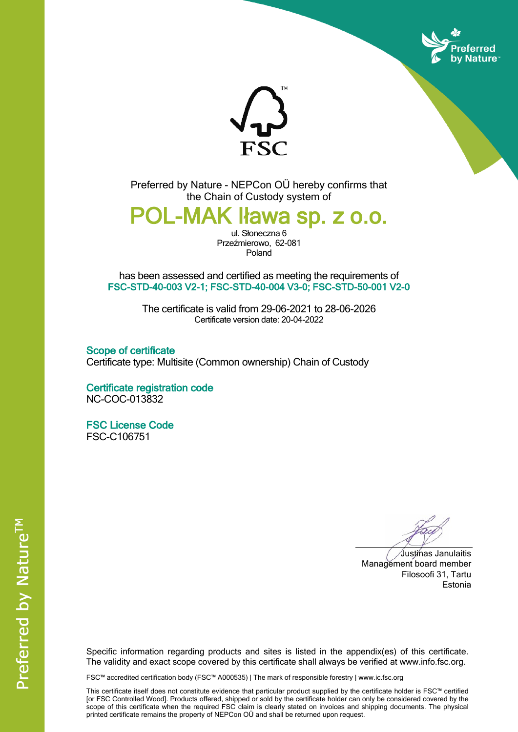Preferred by Nature

FSC

Preferred by Nature - NEPCon OÜ hereby confirms that the Chain of Custody system of

# POL-MAK Iława sp. z o.o.

ul. Słoneczna 6
Przeźmierowo, 62-081
Poland

has been assessed and certified as meeting the requirements of
**FSC-STD-40-003 V2-1; FSC-STD-40-004 V3-0; FSC-STD-50-001 V2-0**

The certificate is valid from 29-06-2021 to 28-06-2026
Certificate version date: 20-04-2022

## Scope of certificate

Certificate type: Multisite (Common ownership) Chain of Custody

## Certificate registration code

NC-COC-013832

## FSC License Code

FSC-C106751

Justinas Janulaitis
Management board member
Filosoofi 31, Tartu
Estonia

Specific information regarding products and sites is listed in the appendix(es) of this certificate. The validity and exact scope covered by this certificate shall always be verified at www.info.fsc.org.

FSC™ accredited certification body (FSC™ A000535) | The mark of responsible forestry | www.ic.fsc.org

This certificate itself does not constitute evidence that particular product supplied by the certificate holder is FSC™ certified [or FSC Controlled Wood]. Products offered, shipped or sold by the certificate holder can only be considered covered by the scope of this certificate when the required FSC claim is clearly stated on invoices and shipping documents. The physical printed certificate remains the property of NEPCon OÜ and shall be returned upon request.

Preferred by Nature™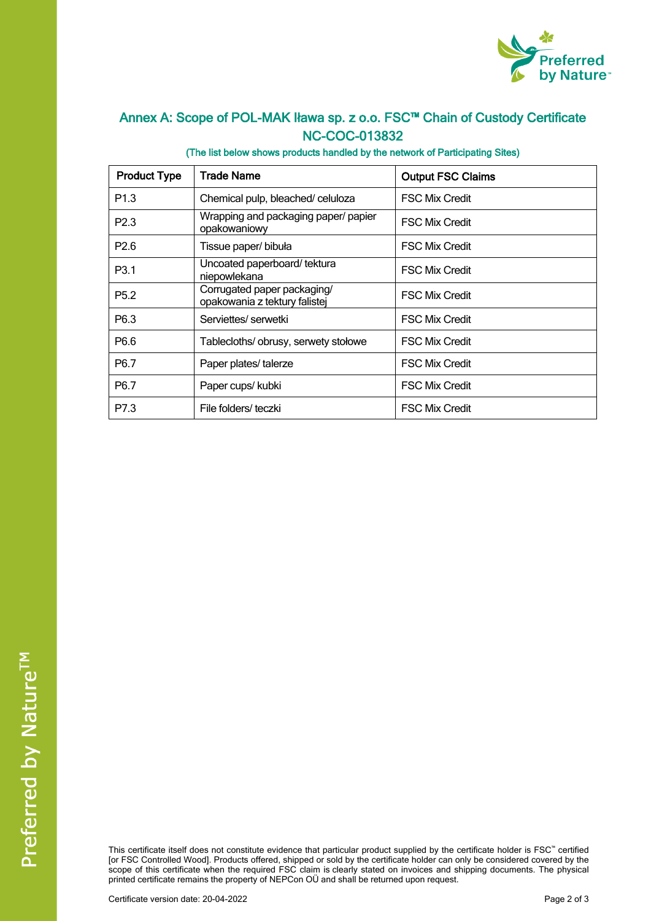## Annex A: Scope of POL-MAK Iława sp. z o.o. FSC™ Chain of Custody Certificate NC-COC-013832

(The list below shows products handled by the network of Participating Sites)

| Product Type | Trade Name | Output FSC Claims |
|---|---|---|
| P1.3 | Chemical pulp, bleached/ celuloza | FSC Mix Credit |
| P2.3 | Wrapping and packaging paper/ papier opakowaniowy | FSC Mix Credit |
| P2.6 | Tissue paper/ bibuła | FSC Mix Credit |
| P3.1 | Uncoated paperboard/ tektura niepowlekana | FSC Mix Credit |
| P5.2 | Corrugated paper packaging/ opakowania z tektury falistej | FSC Mix Credit |
| P6.3 | Serviettes/ serwetki | FSC Mix Credit |
| P6.6 | Tablecloths/ obrusy, serwety stołowe | FSC Mix Credit |
| P6.7 | Paper plates/ talerze | FSC Mix Credit |
| P6.7 | Paper cups/ kubki | FSC Mix Credit |
| P7.3 | File folders/ teczki | FSC Mix Credit |

This certificate itself does not constitute evidence that particular product supplied by the certificate holder is FSC™ certified [or FSC Controlled Wood]. Products offered, shipped or sold by the certificate holder can only be considered covered by the scope of this certificate when the required FSC claim is clearly stated on invoices and shipping documents. The physical printed certificate remains the property of NEPCon OÜ and shall be returned upon request.

Certificate version date: 20-04-2022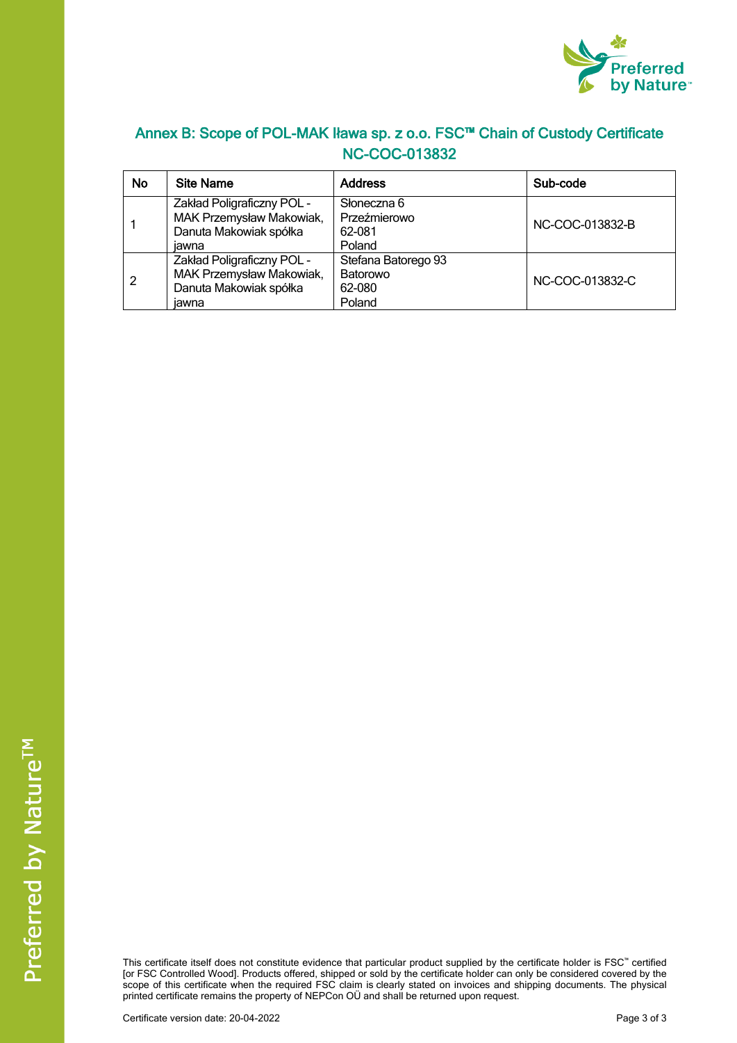## Annex B: Scope of POL-MAK Iława sp. z o.o. FSC™ Chain of Custody Certificate NC-COC-013832

| No | Site Name | Address | Sub-code |
|---|---|---|---|
| 1 | Zakład Poligraficzny POL - MAK Przemysław Makowiak, Danuta Makowiak spółka jawna | Słoneczna 6 Przeźmierowo 62-081 Poland | NC-COC-013832-B |
| 2 | Zakład Poligraficzny POL - MAK Przemysław Makowiak, Danuta Makowiak spółka jawna | Stefana Batorego 93 Batorowo 62-080 Poland | NC-COC-013832-C |

This certificate itself does not constitute evidence that particular product supplied by the certificate holder is FSC™ certified [or FSC Controlled Wood]. Products offered, shipped or sold by the certificate holder can only be considered covered by the scope of this certificate when the required FSC claim is clearly stated on invoices and shipping documents. The physical printed certificate remains the property of NEPCon OÜ and shall be returned upon request.

Certificate version date: 20-04-2022